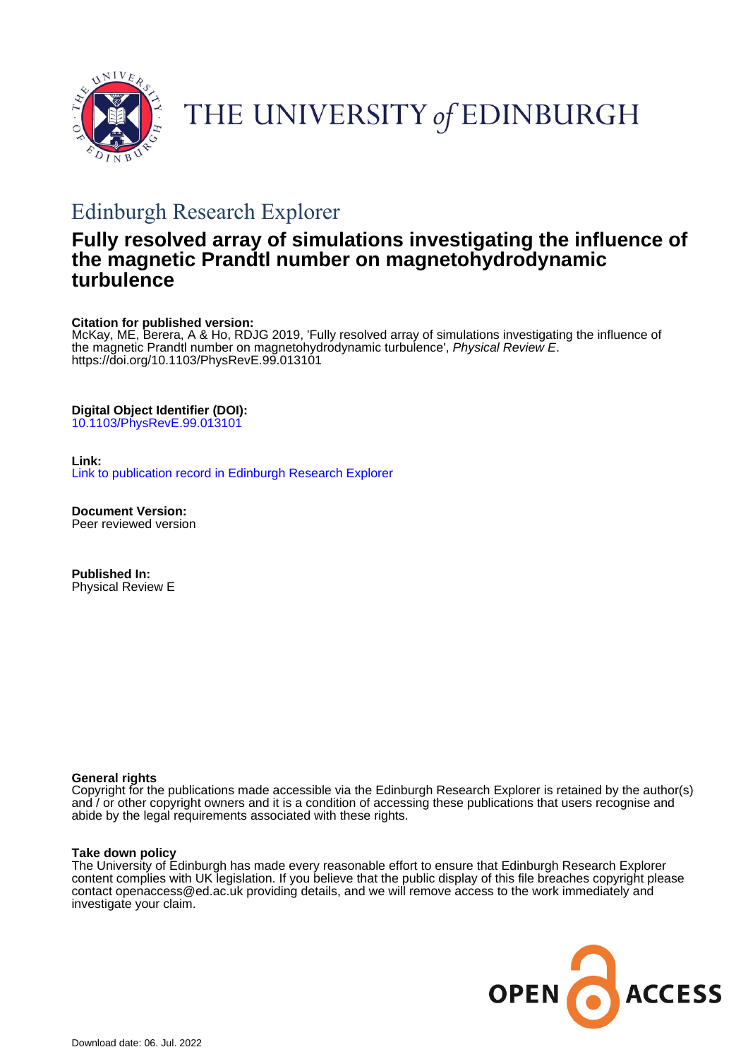# THE UNIVERSITY of EDINBURGH

## Edinburgh Research Explorer

# Fully resolved array of simulations investigating the influence of the magnetic Prandtl number on magnetohydrodynamic turbulence

**Citation for published version:**
McKay, ME, Berera, A & Ho, RDJG 2019, 'Fully resolved array of simulations investigating the influence of the magnetic Prandtl number on magnetohydrodynamic turbulence', *Physical Review E*. https://doi.org/10.1103/PhysRevE.99.013101

**Digital Object Identifier (DOI):**
10.1103/PhysRevE.99.013101

**Link:**
Link to publication record in Edinburgh Research Explorer

**Document Version:**
Peer reviewed version

**Published In:**
Physical Review E

**General rights**
Copyright for the publications made accessible via the Edinburgh Research Explorer is retained by the author(s) and / or other copyright owners and it is a condition of accessing these publications that users recognise and abide by the legal requirements associated with these rights.

**Take down policy**
The University of Edinburgh has made every reasonable effort to ensure that Edinburgh Research Explorer content complies with UK legislation. If you believe that the public display of this file breaches copyright please contact openaccess@ed.ac.uk providing details, and we will remove access to the work immediately and investigate your claim.

Download date: 06. Jul. 2022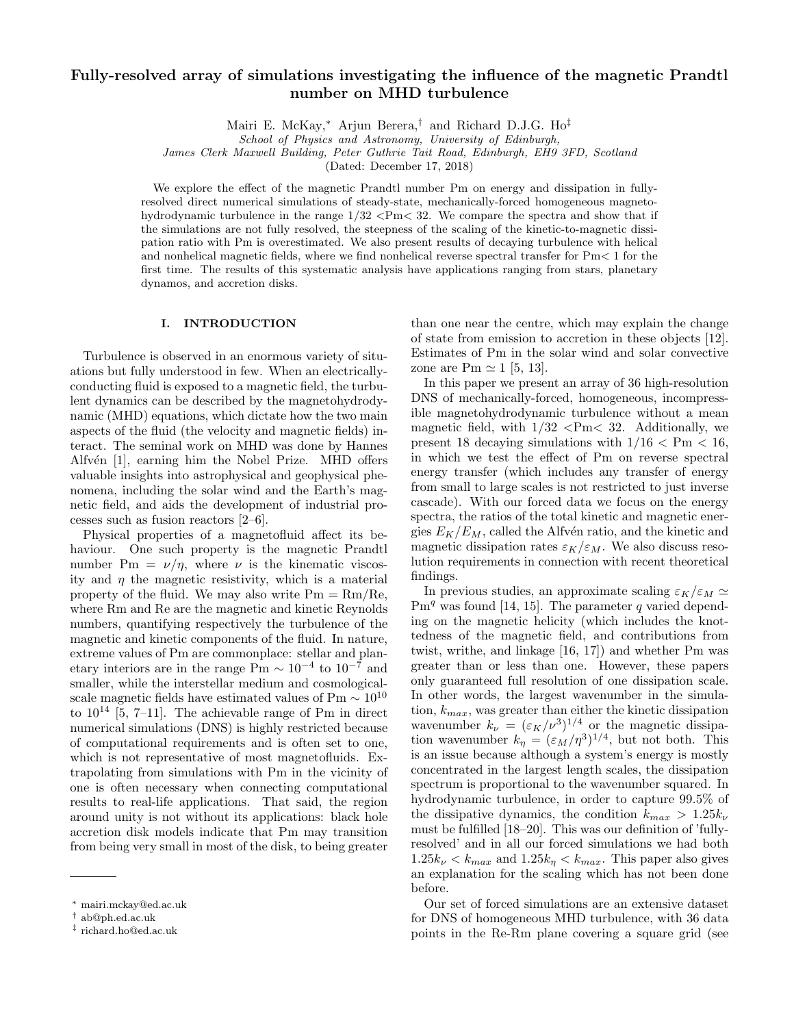# Fully-resolved array of simulations investigating the influence of the magnetic Prandtl number on MHD turbulence

Mairi E. McKay,* Arjun Berera,† and Richard D.J.G. Ho‡

*School of Physics and Astronomy, University of Edinburgh,*
*James Clerk Maxwell Building, Peter Guthrie Tait Road, Edinburgh, EH9 3FD, Scotland*

(Dated: December 17, 2018)

We explore the effect of the magnetic Prandtl number Pm on energy and dissipation in fully-resolved direct numerical simulations of steady-state, mechanically-forced homogeneous magnetohydrodynamic turbulence in the range 1/32 <Pm< 32. We compare the spectra and show that if the simulations are not fully resolved, the steepness of the scaling of the kinetic-to-magnetic dissipation ratio with Pm is overestimated. We also present results of decaying turbulence with helical and nonhelical magnetic fields, where we find nonhelical reverse spectral transfer for Pm< 1 for the first time. The results of this systematic analysis have applications ranging from stars, planetary dynamos, and accretion disks.

## I. INTRODUCTION

Turbulence is observed in an enormous variety of situations but fully understood in few. When an electrically-conducting fluid is exposed to a magnetic field, the turbulent dynamics can be described by the magnetohydrodynamic (MHD) equations, which dictate how the two main aspects of the fluid (the velocity and magnetic fields) interact. The seminal work on MHD was done by Hannes Alfvén [1], earning him the Nobel Prize. MHD offers valuable insights into astrophysical and geophysical phenomena, including the solar wind and the Earth's magnetic field, and aids the development of industrial processes such as fusion reactors [2–6].

Physical properties of a magnetofluid affect its behaviour. One such property is the magnetic Prandtl number $\mathrm{Pm} = \nu/\eta$, where $\nu$ is the kinematic viscosity and $\eta$ the magnetic resistivity, which is a material property of the fluid. We may also write $\mathrm{Pm} = \mathrm{Rm}/\mathrm{Re}$, where Rm and Re are the magnetic and kinetic Reynolds numbers, quantifying respectively the turbulence of the magnetic and kinetic components of the fluid. In nature, extreme values of Pm are commonplace: stellar and planetary interiors are in the range $\mathrm{Pm} \sim 10^{-4}$ to $10^{-7}$ and smaller, while the interstellar medium and cosmological-scale magnetic fields have estimated values of $\mathrm{Pm} \sim 10^{10}$ to $10^{14}$ [5, 7–11]. The achievable range of Pm in direct numerical simulations (DNS) is highly restricted because of computational requirements and is often set to one, which is not representative of most magnetofluids. Extrapolating from simulations with Pm in the vicinity of one is often necessary when connecting computational results to real-life applications. That said, the region around unity is not without its applications: black hole accretion disk models indicate that Pm may transition from being very small in most of the disk, to being greater than one near the centre, which may explain the change of state from emission to accretion in these objects [12]. Estimates of Pm in the solar wind and solar convective zone are $\mathrm{Pm} \simeq 1$ [5, 13].

In this paper we present an array of 36 high-resolution DNS of mechanically-forced, homogeneous, incompressible magnetohydrodynamic turbulence without a mean magnetic field, with 1/32 <Pm< 32. Additionally, we present 18 decaying simulations with $1/16 < \mathrm{Pm} < 16$, in which we test the effect of Pm on reverse spectral energy transfer (which includes any transfer of energy from small to large scales is not restricted to just inverse cascade). With our forced data we focus on the energy spectra, the ratios of the total kinetic and magnetic energies $E_K/E_M$, called the Alfvén ratio, and the kinetic and magnetic dissipation rates $\varepsilon_K/\varepsilon_M$. We also discuss resolution requirements in connection with recent theoretical findings.

In previous studies, an approximate scaling $\varepsilon_K/\varepsilon_M \simeq \mathrm{Pm}^q$ was found [14, 15]. The parameter $q$ varied depending on the magnetic helicity (which includes the knottedness of the magnetic field, and contributions from twist, writhe, and linkage [16, 17]) and whether Pm was greater than or less than one. However, these papers only guaranteed full resolution of one dissipation scale. In other words, the largest wavenumber in the simulation, $k_{max}$, was greater than either the kinetic dissipation wavenumber $k_\nu = (\varepsilon_K/\nu^3)^{1/4}$ or the magnetic dissipation wavenumber $k_\eta = (\varepsilon_M/\eta^3)^{1/4}$, but not both. This is an issue because although a system's energy is mostly concentrated in the largest length scales, the dissipation spectrum is proportional to the wavenumber squared. In hydrodynamic turbulence, in order to capture 99.5% of the dissipative dynamics, the condition $k_{max} > 1.25k_\nu$ must be fulfilled [18–20]. This was our definition of 'fully-resolved' and in all our forced simulations we had both $1.25k_\nu < k_{max}$ and $1.25k_\eta < k_{max}$. This paper also gives an explanation for the scaling which has not been done before.

Our set of forced simulations are an extensive dataset for DNS of homogeneous MHD turbulence, with 36 data points in the Re-Rm plane covering a square grid (see

* mairi.mckay@ed.ac.uk
† ab@ph.ed.ac.uk
‡ richard.ho@ed.ac.uk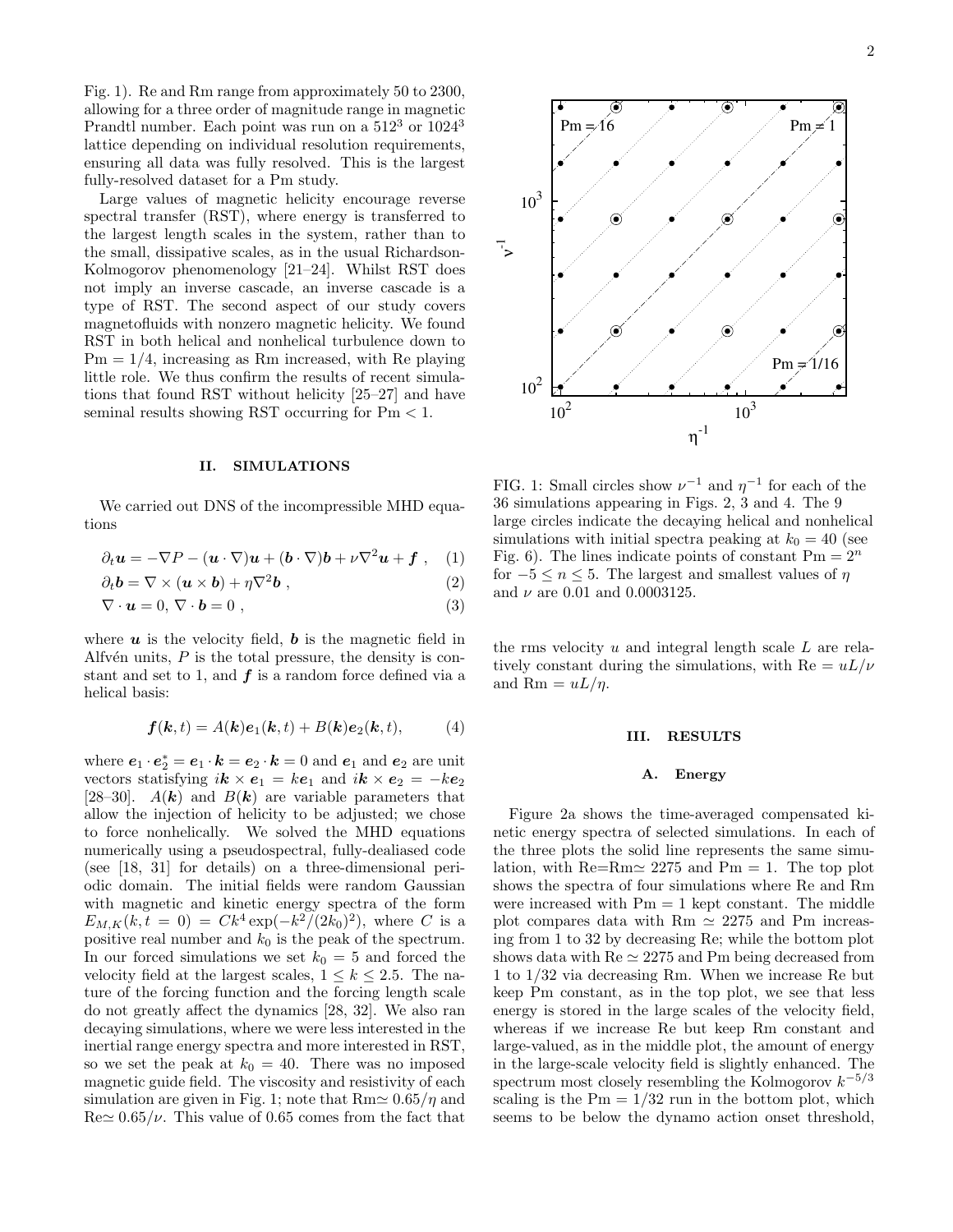Fig. 1). Re and Rm range from approximately 50 to 2300, allowing for a three order of magnitude range in magnetic Prandtl number. Each point was run on a $512^3$ or $1024^3$ lattice depending on individual resolution requirements, ensuring all data was fully resolved. This is the largest fully-resolved dataset for a Pm study.

Large values of magnetic helicity encourage reverse spectral transfer (RST), where energy is transferred to the largest length scales in the system, rather than to the small, dissipative scales, as in the usual Richardson-Kolmogorov phenomenology [21–24]. Whilst RST does not imply an inverse cascade, an inverse cascade is a type of RST. The second aspect of our study covers magnetofluids with nonzero magnetic helicity. We found RST in both helical and nonhelical turbulence down to $\mathrm{Pm} = 1/4$, increasing as Rm increased, with Re playing little role. We thus confirm the results of recent simulations that found RST without helicity [25–27] and have seminal results showing RST occurring for $\mathrm{Pm} < 1$.

## II. SIMULATIONS

We carried out DNS of the incompressible MHD equations

$$\partial_t \boldsymbol{u} = -\nabla P - (\boldsymbol{u}\cdot\nabla)\boldsymbol{u} + (\boldsymbol{b}\cdot\nabla)\boldsymbol{b} + \nu\nabla^2\boldsymbol{u} + \boldsymbol{f} \ , \quad (1)$$

$$\partial_t \boldsymbol{b} = \nabla\times(\boldsymbol{u}\times\boldsymbol{b}) + \eta\nabla^2\boldsymbol{b} \ , \quad (2)$$

$$\nabla\cdot\boldsymbol{u} = 0,\ \nabla\cdot\boldsymbol{b} = 0 \ , \quad (3)$$

where $\boldsymbol{u}$ is the velocity field, $\boldsymbol{b}$ is the magnetic field in Alfvén units, $P$ is the total pressure, the density is constant and set to 1, and $\boldsymbol{f}$ is a random force defined via a helical basis:

$$\boldsymbol{f}(\boldsymbol{k},t) = A(\boldsymbol{k})\boldsymbol{e}_1(\boldsymbol{k},t) + B(\boldsymbol{k})\boldsymbol{e}_2(\boldsymbol{k},t), \quad (4)$$

where $\boldsymbol{e}_1\cdot\boldsymbol{e}_2^* = \boldsymbol{e}_1\cdot\boldsymbol{k} = \boldsymbol{e}_2\cdot\boldsymbol{k} = 0$ and $\boldsymbol{e}_1$ and $\boldsymbol{e}_2$ are unit vectors statisfying $i\boldsymbol{k}\times\boldsymbol{e}_1 = k\boldsymbol{e}_1$ and $i\boldsymbol{k}\times\boldsymbol{e}_2 = -k\boldsymbol{e}_2$ [28–30]. $A(\boldsymbol{k})$ and $B(\boldsymbol{k})$ are variable parameters that allow the injection of helicity to be adjusted; we chose to force nonhelically. We solved the MHD equations numerically using a pseudospectral, fully-dealiased code (see [18, 31] for details) on a three-dimensional periodic domain. The initial fields were random Gaussian with magnetic and kinetic energy spectra of the form $E_{M,K}(k,t=0) = Ck^4\exp(-k^2/(2k_0)^2)$, where $C$ is a positive real number and $k_0$ is the peak of the spectrum. In our forced simulations we set $k_0 = 5$ and forced the velocity field at the largest scales, $1 \leq k \leq 2.5$. The nature of the forcing function and the forcing length scale do not greatly affect the dynamics [28, 32]. We also ran decaying simulations, where we were less interested in the inertial range energy spectra and more interested in RST, so we set the peak at $k_0 = 40$. There was no imposed magnetic guide field. The viscosity and resistivity of each simulation are given in Fig. 1; note that $\mathrm{Rm}\simeq 0.65/\eta$ and $\mathrm{Re}\simeq 0.65/\nu$. This value of 0.65 comes from the fact that the rms velocity $u$ and integral length scale $L$ are relatively constant during the simulations, with $\mathrm{Re} = uL/\nu$ and $\mathrm{Rm} = uL/\eta$.

FIG. 1: Small circles show $\nu^{-1}$ and $\eta^{-1}$ for each of the 36 simulations appearing in Figs. 2, 3 and 4. The 9 large circles indicate the decaying helical and nonhelical simulations with initial spectra peaking at $k_0 = 40$ (see Fig. 6). The lines indicate points of constant $\mathrm{Pm} = 2^n$ for $-5 \leq n \leq 5$. The largest and smallest values of $\eta$ and $\nu$ are 0.01 and 0.0003125.

## III. RESULTS

### A. Energy

Figure 2a shows the time-averaged compensated kinetic energy spectra of selected simulations. In each of the three plots the solid line represents the same simulation, with $\mathrm{Re}=\mathrm{Rm}\simeq 2275$ and $\mathrm{Pm} = 1$. The top plot shows the spectra of four simulations where Re and Rm were increased with $\mathrm{Pm} = 1$ kept constant. The middle plot compares data with $\mathrm{Rm} \simeq 2275$ and Pm increasing from 1 to 32 by decreasing Re; while the bottom plot shows data with $\mathrm{Re} \simeq 2275$ and Pm being decreased from 1 to 1/32 via decreasing Rm. When we increase Re but keep Pm constant, as in the top plot, we see that less energy is stored in the large scales of the velocity field, whereas if we increase Re but keep Rm constant and large-valued, as in the middle plot, the amount of energy in the large-scale velocity field is slightly enhanced. The spectrum most closely resembling the Kolmogorov $k^{-5/3}$ scaling is the $\mathrm{Pm} = 1/32$ run in the bottom plot, which seems to be below the dynamo action onset threshold,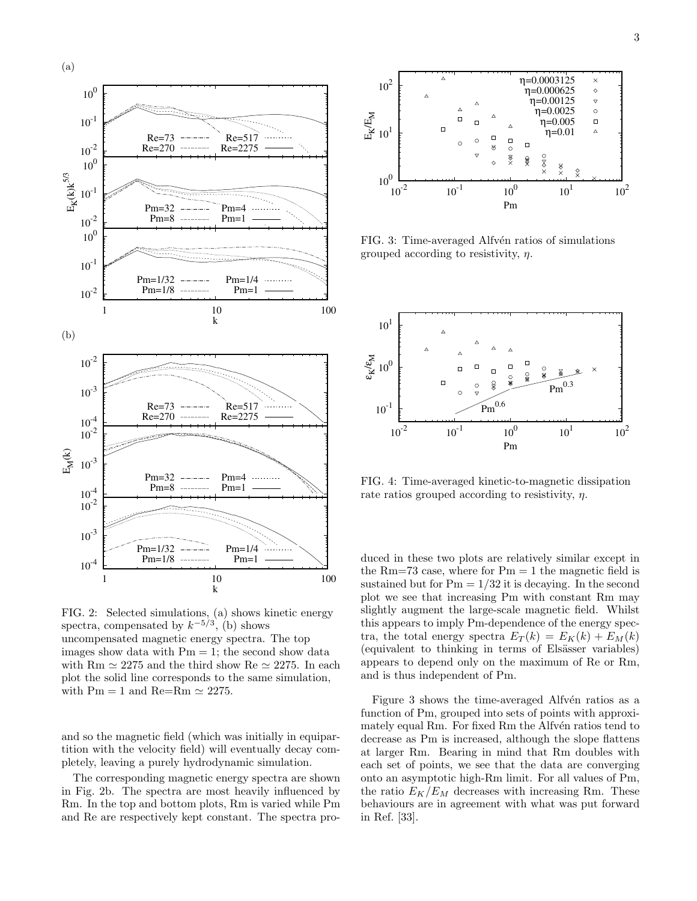FIG. 2: Selected simulations, (a) shows kinetic energy spectra, compensated by $k^{-5/3}$, (b) shows uncompensated magnetic energy spectra. The top images show data with $\mathrm{Pm} = 1$; the second show data with $\mathrm{Rm} \simeq 2275$ and the third show $\mathrm{Re} \simeq 2275$. In each plot the solid line corresponds to the same simulation, with $\mathrm{Pm} = 1$ and $\mathrm{Re}{=}\mathrm{Rm} \simeq 2275$.

and so the magnetic field (which was initially in equipartition with the velocity field) will eventually decay completely, leaving a purely hydrodynamic simulation.

The corresponding magnetic energy spectra are shown in Fig. 2b. The spectra are most heavily influenced by Rm. In the top and bottom plots, Rm is varied while Pm and Re are respectively kept constant. The spectra produced in these two plots are relatively similar except in the Rm=73 case, where for $\mathrm{Pm} = 1$ the magnetic field is sustained but for $\mathrm{Pm} = 1/32$ it is decaying. In the second plot we see that increasing Pm with constant Rm may slightly augment the large-scale magnetic field. Whilst this appears to imply Pm-dependence of the energy spectra, the total energy spectra $E_T(k) = E_K(k) + E_M(k)$ (equivalent to thinking in terms of Elsässer variables) appears to depend only on the maximum of Re or Rm, and is thus independent of Pm.

FIG. 3: Time-averaged Alfvén ratios of simulations grouped according to resistivity, $\eta$.

FIG. 4: Time-averaged kinetic-to-magnetic dissipation rate ratios grouped according to resistivity, $\eta$.

Figure 3 shows the time-averaged Alfvén ratios as a function of Pm, grouped into sets of points with approximately equal Rm. For fixed Rm the Alfvén ratios tend to decrease as Pm is increased, although the slope flattens at larger Rm. Bearing in mind that Rm doubles with each set of points, we see that the data are converging onto an asymptotic high-Rm limit. For all values of Pm, the ratio $E_K/E_M$ decreases with increasing Rm. These behaviours are in agreement with what was put forward in Ref. [33].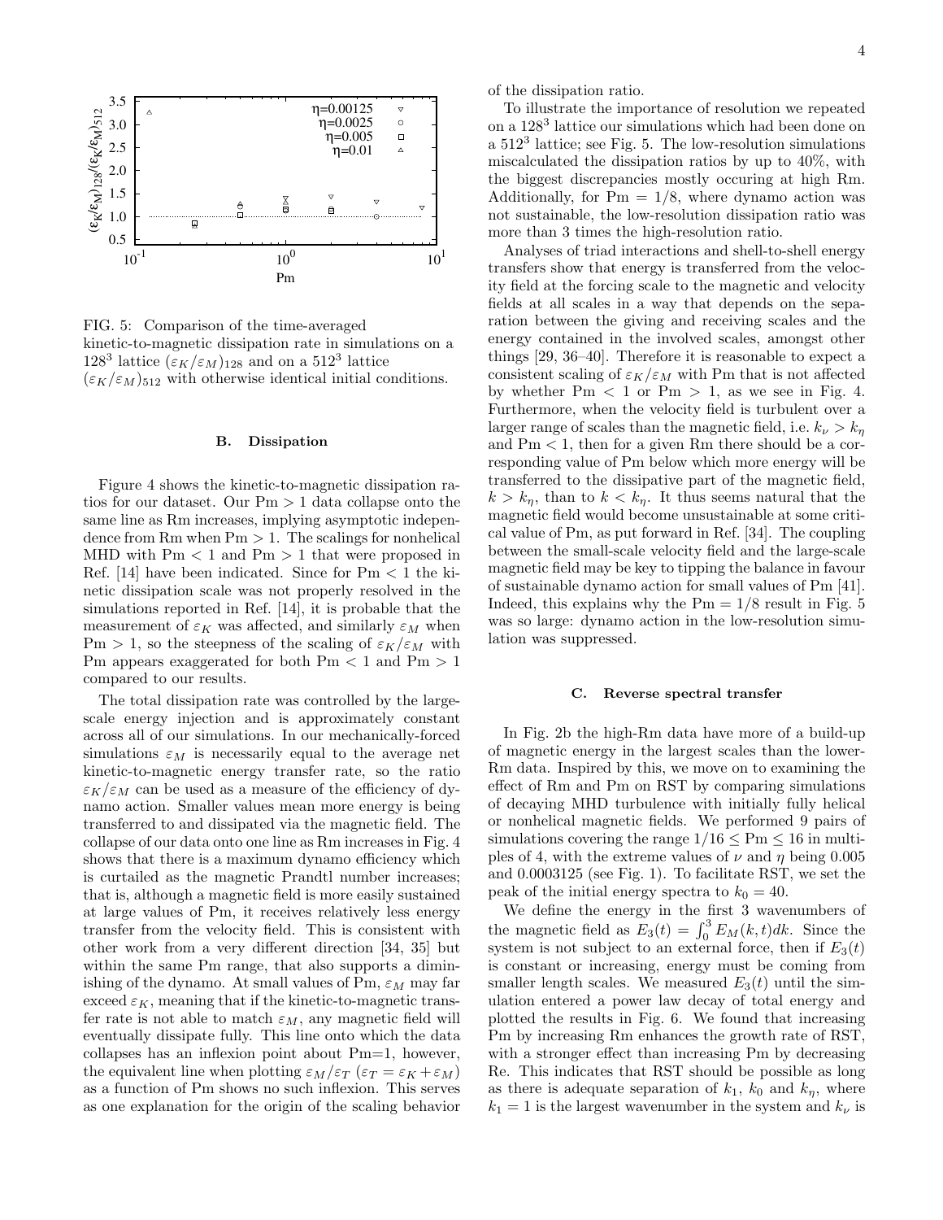FIG. 5: Comparison of the time-averaged kinetic-to-magnetic dissipation rate in simulations on a $128^3$ lattice $(\varepsilon_K/\varepsilon_M)_{128}$ and on a $512^3$ lattice $(\varepsilon_K/\varepsilon_M)_{512}$ with otherwise identical initial conditions.

### B. Dissipation

Figure 4 shows the kinetic-to-magnetic dissipation ratios for our dataset. Our Pm > 1 data collapse onto the same line as Rm increases, implying asymptotic independence from Rm when Pm > 1. The scalings for nonhelical MHD with Pm < 1 and Pm > 1 that were proposed in Ref. [14] have been indicated. Since for Pm < 1 the kinetic dissipation scale was not properly resolved in the simulations reported in Ref. [14], it is probable that the measurement of $\varepsilon_K$ was affected, and similarly $\varepsilon_M$ when Pm > 1, so the steepness of the scaling of $\varepsilon_K/\varepsilon_M$ with Pm appears exaggerated for both Pm < 1 and Pm > 1 compared to our results.

The total dissipation rate was controlled by the large-scale energy injection and is approximately constant across all of our simulations. In our mechanically-forced simulations $\varepsilon_M$ is necessarily equal to the average net kinetic-to-magnetic energy transfer rate, so the ratio $\varepsilon_K/\varepsilon_M$ can be used as a measure of the efficiency of dynamo action. Smaller values mean more energy is being transferred to and dissipated via the magnetic field. The collapse of our data onto one line as Rm increases in Fig. 4 shows that there is a maximum dynamo efficiency which is curtailed as the magnetic Prandtl number increases; that is, although a magnetic field is more easily sustained at large values of Pm, it receives relatively less energy transfer from the velocity field. This is consistent with other work from a very different direction [34, 35] but within the same Pm range, that also supports a diminishing of the dynamo. At small values of Pm, $\varepsilon_M$ may far exceed $\varepsilon_K$, meaning that if the kinetic-to-magnetic transfer rate is not able to match $\varepsilon_M$, any magnetic field will eventually dissipate fully. This line onto which the data collapses has an inflexion point about Pm=1, however, the equivalent line when plotting $\varepsilon_M/\varepsilon_T$ ($\varepsilon_T = \varepsilon_K + \varepsilon_M$) as a function of Pm shows no such inflexion. This serves as one explanation for the origin of the scaling behavior of the dissipation ratio.

To illustrate the importance of resolution we repeated on a $128^3$ lattice our simulations which had been done on a $512^3$ lattice; see Fig. 5. The low-resolution simulations miscalculated the dissipation ratios by up to 40%, with the biggest discrepancies mostly occuring at high Rm. Additionally, for Pm = 1/8, where dynamo action was not sustainable, the low-resolution dissipation ratio was more than 3 times the high-resolution ratio.

Analyses of triad interactions and shell-to-shell energy transfers show that energy is transferred from the velocity field at the forcing scale to the magnetic and velocity fields at all scales in a way that depends on the separation between the giving and receiving scales and the energy contained in the involved scales, amongst other things [29, 36–40]. Therefore it is reasonable to expect a consistent scaling of $\varepsilon_K/\varepsilon_M$ with Pm that is not affected by whether Pm < 1 or Pm > 1, as we see in Fig. 4. Furthermore, when the velocity field is turbulent over a larger range of scales than the magnetic field, i.e. $k_\nu > k_\eta$ and Pm < 1, then for a given Rm there should be a corresponding value of Pm below which more energy will be transferred to the dissipative part of the magnetic field, $k > k_\eta$, than to $k < k_\eta$. It thus seems natural that the magnetic field would become unsustainable at some critical value of Pm, as put forward in Ref. [34]. The coupling between the small-scale velocity field and the large-scale magnetic field may be key to tipping the balance in favour of sustainable dynamo action for small values of Pm [41]. Indeed, this explains why the Pm = 1/8 result in Fig. 5 was so large: dynamo action in the low-resolution simulation was suppressed.

### C. Reverse spectral transfer

In Fig. 2b the high-Rm data have more of a build-up of magnetic energy in the largest scales than the lower-Rm data. Inspired by this, we move on to examining the effect of Rm and Pm on RST by comparing simulations of decaying MHD turbulence with initially fully helical or nonhelical magnetic fields. We performed 9 pairs of simulations covering the range $1/16 \leq \mathrm{Pm} \leq 16$ in multiples of 4, with the extreme values of $\nu$ and $\eta$ being 0.005 and 0.0003125 (see Fig. 1). To facilitate RST, we set the peak of the initial energy spectra to $k_0 = 40$.

We define the energy in the first 3 wavenumbers of the magnetic field as $E_3(t) = \int_0^3 E_M(k,t)dk$. Since the system is not subject to an external force, then if $E_3(t)$ is constant or increasing, energy must be coming from smaller length scales. We measured $E_3(t)$ until the simulation entered a power law decay of total energy and plotted the results in Fig. 6. We found that increasing Pm by increasing Rm enhances the growth rate of RST, with a stronger effect than increasing Pm by decreasing Re. This indicates that RST should be possible as long as there is adequate separation of $k_1$, $k_0$ and $k_\eta$, where $k_1 = 1$ is the largest wavenumber in the system and $k_\nu$ is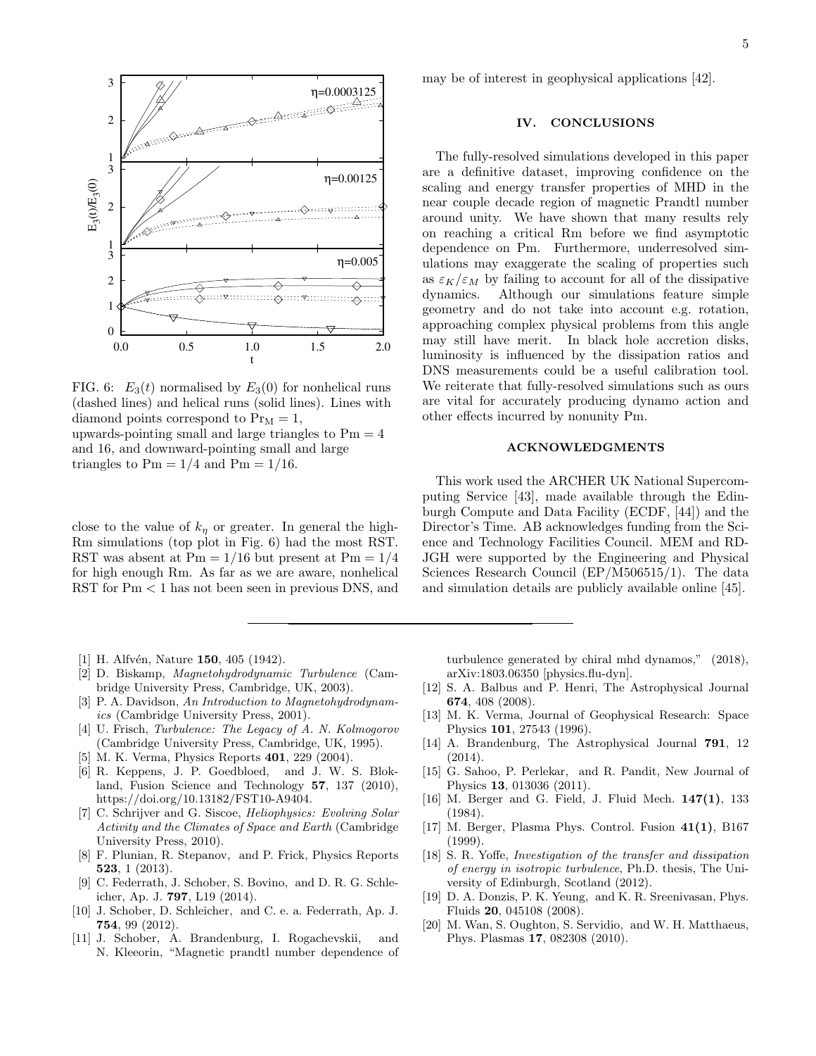FIG. 6: $E_3(t)$ normalised by $E_3(0)$ for nonhelical runs (dashed lines) and helical runs (solid lines). Lines with diamond points correspond to $\mathrm{Pr_M} = 1$, upwards-pointing small and large triangles to $\mathrm{Pm} = 4$ and 16, and downward-pointing small and large triangles to $\mathrm{Pm} = 1/4$ and $\mathrm{Pm} = 1/16$.

close to the value of $k_\eta$ or greater. In general the high-Rm simulations (top plot in Fig. 6) had the most RST. RST was absent at $\mathrm{Pm} = 1/16$ but present at $\mathrm{Pm} = 1/4$ for high enough Rm. As far as we are aware, nonhelical RST for $\mathrm{Pm} < 1$ has not been seen in previous DNS, and may be of interest in geophysical applications [42].

## IV. CONCLUSIONS

The fully-resolved simulations developed in this paper are a definitive dataset, improving confidence on the scaling and energy transfer properties of MHD in the near couple decade region of magnetic Prandtl number around unity. We have shown that many results rely on reaching a critical Rm before we find asymptotic dependence on Pm. Furthermore, underresolved simulations may exaggerate the scaling of properties such as $\varepsilon_K/\varepsilon_M$ by failing to account for all of the dissipative dynamics. Although our simulations feature simple geometry and do not take into account e.g. rotation, approaching complex physical problems from this angle may still have merit. In black hole accretion disks, luminosity is influenced by the dissipation ratios and DNS measurements could be a useful calibration tool. We reiterate that fully-resolved simulations such as ours are vital for accurately producing dynamo action and other effects incurred by nonunity Pm.

## ACKNOWLEDGMENTS

This work used the ARCHER UK National Supercomputing Service [43], made available through the Edinburgh Compute and Data Facility (ECDF, [44]) and the Director's Time. AB acknowledges funding from the Science and Technology Facilities Council. MEM and RD-JGH were supported by the Engineering and Physical Sciences Research Council (EP/M506515/1). The data and simulation details are publicly available online [45].

---

[1] H. Alfvén, Nature **150**, 405 (1942).

[2] D. Biskamp, *Magnetohydrodynamic Turbulence* (Cambridge University Press, Cambridge, UK, 2003).

[3] P. A. Davidson, *An Introduction to Magnetohydrodynamics* (Cambridge University Press, 2001).

[4] U. Frisch, *Turbulence: The Legacy of A. N. Kolmogorov* (Cambridge University Press, Cambridge, UK, 1995).

[5] M. K. Verma, Physics Reports **401**, 229 (2004).

[6] R. Keppens, J. P. Goedbloed, and J. W. S. Blokland, Fusion Science and Technology **57**, 137 (2010), https://doi.org/10.13182/FST10-A9404.

[7] C. Schrijver and G. Siscoe, *Heliophysics: Evolving Solar Activity and the Climates of Space and Earth* (Cambridge University Press, 2010).

[8] F. Plunian, R. Stepanov, and P. Frick, Physics Reports **523**, 1 (2013).

[9] C. Federrath, J. Schober, S. Bovino, and D. R. G. Schleicher, Ap. J. **797**, L19 (2014).

[10] J. Schober, D. Schleicher, and C. e. a. Federrath, Ap. J. **754**, 99 (2012).

[11] J. Schober, A. Brandenburg, I. Rogachevskii, and N. Kleeorin, "Magnetic prandtl number dependence of turbulence generated by chiral mhd dynamos," (2018), arXiv:1803.06350 [physics.flu-dyn].

[12] S. A. Balbus and P. Henri, The Astrophysical Journal **674**, 408 (2008).

[13] M. K. Verma, Journal of Geophysical Research: Space Physics **101**, 27543 (1996).

[14] A. Brandenburg, The Astrophysical Journal **791**, 12 (2014).

[15] G. Sahoo, P. Perlekar, and R. Pandit, New Journal of Physics **13**, 013036 (2011).

[16] M. Berger and G. Field, J. Fluid Mech. **147(1)**, 133 (1984).

[17] M. Berger, Plasma Phys. Control. Fusion **41(1)**, B167 (1999).

[18] S. R. Yoffe, *Investigation of the transfer and dissipation of energy in isotropic turbulence*, Ph.D. thesis, The University of Edinburgh, Scotland (2012).

[19] D. A. Donzis, P. K. Yeung, and K. R. Sreenivasan, Phys. Fluids **20**, 045108 (2008).

[20] M. Wan, S. Oughton, S. Servidio, and W. H. Matthaeus, Phys. Plasmas **17**, 082308 (2010).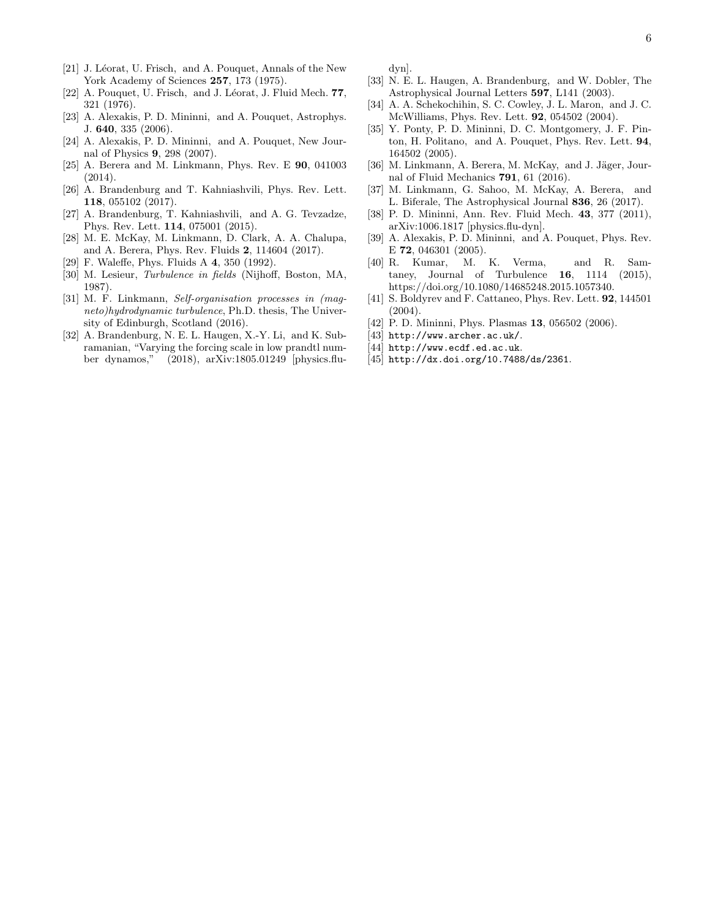[21] J. Léorat, U. Frisch, and A. Pouquet, Annals of the New York Academy of Sciences **257**, 173 (1975).

[22] A. Pouquet, U. Frisch, and J. Léorat, J. Fluid Mech. **77**, 321 (1976).

[23] A. Alexakis, P. D. Mininni, and A. Pouquet, Astrophys. J. **640**, 335 (2006).

[24] A. Alexakis, P. D. Mininni, and A. Pouquet, New Journal of Physics **9**, 298 (2007).

[25] A. Berera and M. Linkmann, Phys. Rev. E **90**, 041003 (2014).

[26] A. Brandenburg and T. Kahniashvili, Phys. Rev. Lett. **118**, 055102 (2017).

[27] A. Brandenburg, T. Kahniashvili, and A. G. Tevzadze, Phys. Rev. Lett. **114**, 075001 (2015).

[28] M. E. McKay, M. Linkmann, D. Clark, A. A. Chalupa, and A. Berera, Phys. Rev. Fluids **2**, 114604 (2017).

[29] F. Waleffe, Phys. Fluids A **4**, 350 (1992).

[30] M. Lesieur, *Turbulence in fields* (Nijhoff, Boston, MA, 1987).

[31] M. F. Linkmann, *Self-organisation processes in (magneto)hydrodynamic turbulence*, Ph.D. thesis, The University of Edinburgh, Scotland (2016).

[32] A. Brandenburg, N. E. L. Haugen, X.-Y. Li, and K. Subramanian, "Varying the forcing scale in low prandtl number dynamos," (2018), arXiv:1805.01249 [physics.flu-dyn].

[33] N. E. L. Haugen, A. Brandenburg, and W. Dobler, The Astrophysical Journal Letters **597**, L141 (2003).

[34] A. A. Schekochihin, S. C. Cowley, J. L. Maron, and J. C. McWilliams, Phys. Rev. Lett. **92**, 054502 (2004).

[35] Y. Ponty, P. D. Mininni, D. C. Montgomery, J. F. Pinton, H. Politano, and A. Pouquet, Phys. Rev. Lett. **94**, 164502 (2005).

[36] M. Linkmann, A. Berera, M. McKay, and J. Jäger, Journal of Fluid Mechanics **791**, 61 (2016).

[37] M. Linkmann, G. Sahoo, M. McKay, A. Berera, and L. Biferale, The Astrophysical Journal **836**, 26 (2017).

[38] P. D. Mininni, Ann. Rev. Fluid Mech. **43**, 377 (2011), arXiv:1006.1817 [physics.flu-dyn].

[39] A. Alexakis, P. D. Mininni, and A. Pouquet, Phys. Rev. E **72**, 046301 (2005).

[40] R. Kumar, M. K. Verma, and R. Samtaney, Journal of Turbulence **16**, 1114 (2015), https://doi.org/10.1080/14685248.2015.1057340.

[41] S. Boldyrev and F. Cattaneo, Phys. Rev. Lett. **92**, 144501 (2004).

[42] P. D. Mininni, Phys. Plasmas **13**, 056502 (2006).

[43] http://www.archer.ac.uk/.

[44] http://www.ecdf.ed.ac.uk.

[45] http://dx.doi.org/10.7488/ds/2361.